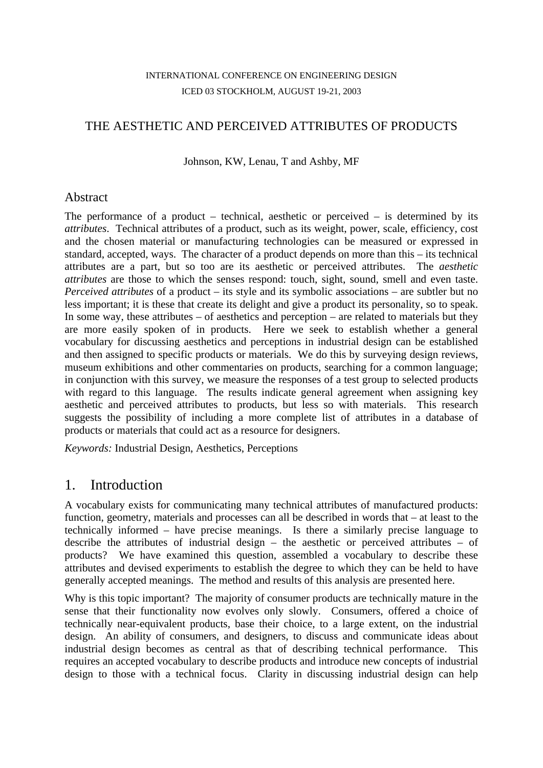INTERNATIONAL CONFERENCE ON ENGINEERING DESIGN
ICED 03 STOCKHOLM, AUGUST 19-21, 2003

# THE AESTHETIC AND PERCEIVED ATTRIBUTES OF PRODUCTS

Johnson, KW, Lenau, T and Ashby, MF

## Abstract

The performance of a product – technical, aesthetic or perceived – is determined by its *attributes*. Technical attributes of a product, such as its weight, power, scale, efficiency, cost and the chosen material or manufacturing technologies can be measured or expressed in standard, accepted, ways. The character of a product depends on more than this – its technical attributes are a part, but so too are its aesthetic or perceived attributes. The *aesthetic attributes* are those to which the senses respond: touch, sight, sound, smell and even taste. *Perceived attributes* of a product – its style and its symbolic associations – are subtler but no less important; it is these that create its delight and give a product its personality, so to speak. In some way, these attributes – of aesthetics and perception – are related to materials but they are more easily spoken of in products. Here we seek to establish whether a general vocabulary for discussing aesthetics and perceptions in industrial design can be established and then assigned to specific products or materials. We do this by surveying design reviews, museum exhibitions and other commentaries on products, searching for a common language; in conjunction with this survey, we measure the responses of a test group to selected products with regard to this language. The results indicate general agreement when assigning key aesthetic and perceived attributes to products, but less so with materials. This research suggests the possibility of including a more complete list of attributes in a database of products or materials that could act as a resource for designers.

*Keywords:* Industrial Design, Aesthetics, Perceptions

## 1. Introduction

A vocabulary exists for communicating many technical attributes of manufactured products: function, geometry, materials and processes can all be described in words that – at least to the technically informed – have precise meanings. Is there a similarly precise language to describe the attributes of industrial design – the aesthetic or perceived attributes – of products? We have examined this question, assembled a vocabulary to describe these attributes and devised experiments to establish the degree to which they can be held to have generally accepted meanings. The method and results of this analysis are presented here.

Why is this topic important? The majority of consumer products are technically mature in the sense that their functionality now evolves only slowly. Consumers, offered a choice of technically near-equivalent products, base their choice, to a large extent, on the industrial design. An ability of consumers, and designers, to discuss and communicate ideas about industrial design becomes as central as that of describing technical performance. This requires an accepted vocabulary to describe products and introduce new concepts of industrial design to those with a technical focus. Clarity in discussing industrial design can help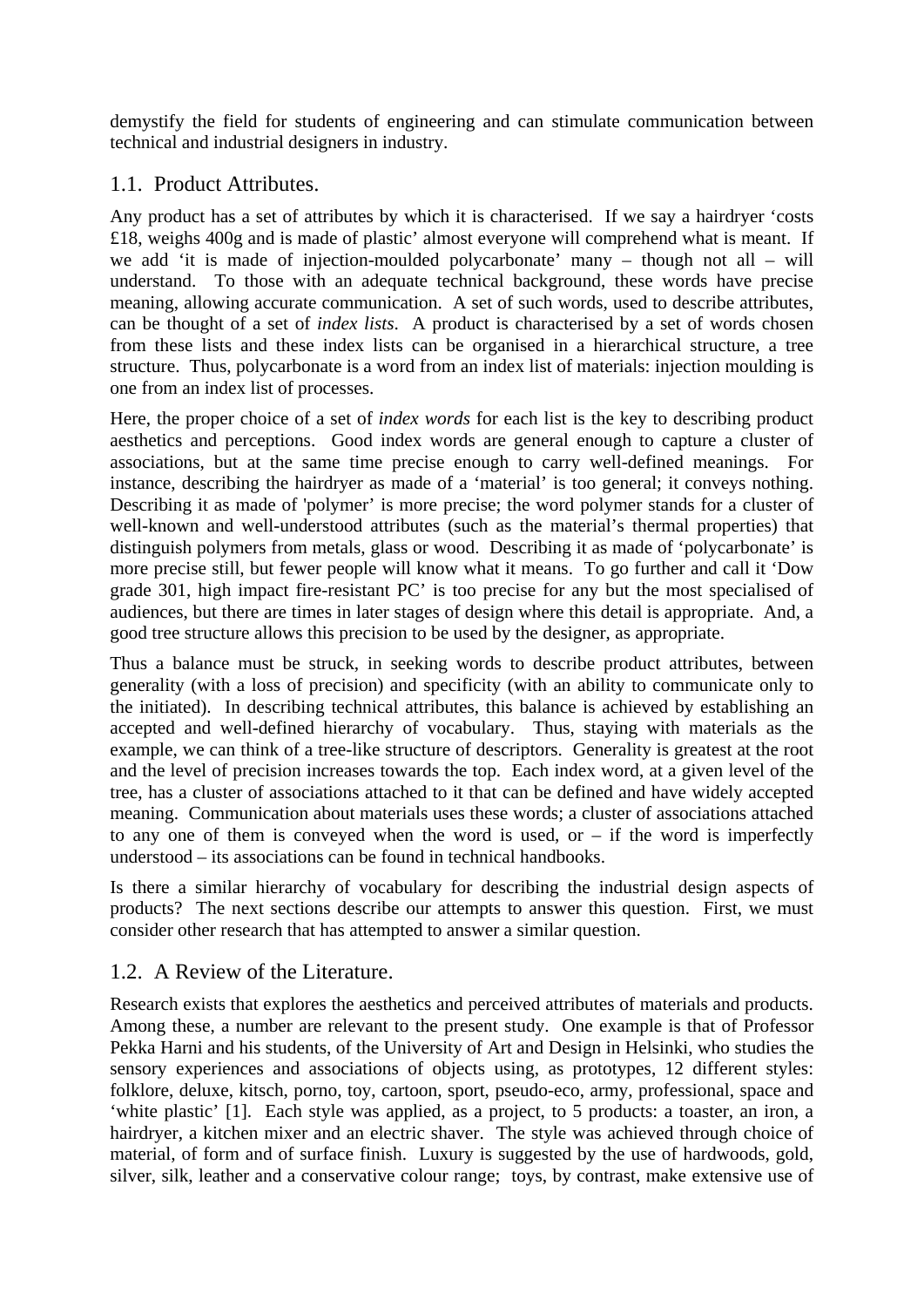demystify the field for students of engineering and can stimulate communication between technical and industrial designers in industry.

## 1.1. Product Attributes.

Any product has a set of attributes by which it is characterised. If we say a hairdryer 'costs £18, weighs 400g and is made of plastic' almost everyone will comprehend what is meant. If we add 'it is made of injection-moulded polycarbonate' many – though not all – will understand. To those with an adequate technical background, these words have precise meaning, allowing accurate communication. A set of such words, used to describe attributes, can be thought of a set of *index lists*. A product is characterised by a set of words chosen from these lists and these index lists can be organised in a hierarchical structure, a tree structure. Thus, polycarbonate is a word from an index list of materials: injection moulding is one from an index list of processes.

Here, the proper choice of a set of *index words* for each list is the key to describing product aesthetics and perceptions. Good index words are general enough to capture a cluster of associations, but at the same time precise enough to carry well-defined meanings. For instance, describing the hairdryer as made of a 'material' is too general; it conveys nothing. Describing it as made of 'polymer' is more precise; the word polymer stands for a cluster of well-known and well-understood attributes (such as the material's thermal properties) that distinguish polymers from metals, glass or wood. Describing it as made of 'polycarbonate' is more precise still, but fewer people will know what it means. To go further and call it 'Dow grade 301, high impact fire-resistant PC' is too precise for any but the most specialised of audiences, but there are times in later stages of design where this detail is appropriate. And, a good tree structure allows this precision to be used by the designer, as appropriate.

Thus a balance must be struck, in seeking words to describe product attributes, between generality (with a loss of precision) and specificity (with an ability to communicate only to the initiated). In describing technical attributes, this balance is achieved by establishing an accepted and well-defined hierarchy of vocabulary. Thus, staying with materials as the example, we can think of a tree-like structure of descriptors. Generality is greatest at the root and the level of precision increases towards the top. Each index word, at a given level of the tree, has a cluster of associations attached to it that can be defined and have widely accepted meaning. Communication about materials uses these words; a cluster of associations attached to any one of them is conveyed when the word is used, or – if the word is imperfectly understood – its associations can be found in technical handbooks.

Is there a similar hierarchy of vocabulary for describing the industrial design aspects of products? The next sections describe our attempts to answer this question. First, we must consider other research that has attempted to answer a similar question.

## 1.2. A Review of the Literature.

Research exists that explores the aesthetics and perceived attributes of materials and products. Among these, a number are relevant to the present study. One example is that of Professor Pekka Harni and his students, of the University of Art and Design in Helsinki, who studies the sensory experiences and associations of objects using, as prototypes, 12 different styles: folklore, deluxe, kitsch, porno, toy, cartoon, sport, pseudo-eco, army, professional, space and 'white plastic' [1]. Each style was applied, as a project, to 5 products: a toaster, an iron, a hairdryer, a kitchen mixer and an electric shaver. The style was achieved through choice of material, of form and of surface finish. Luxury is suggested by the use of hardwoods, gold, silver, silk, leather and a conservative colour range; toys, by contrast, make extensive use of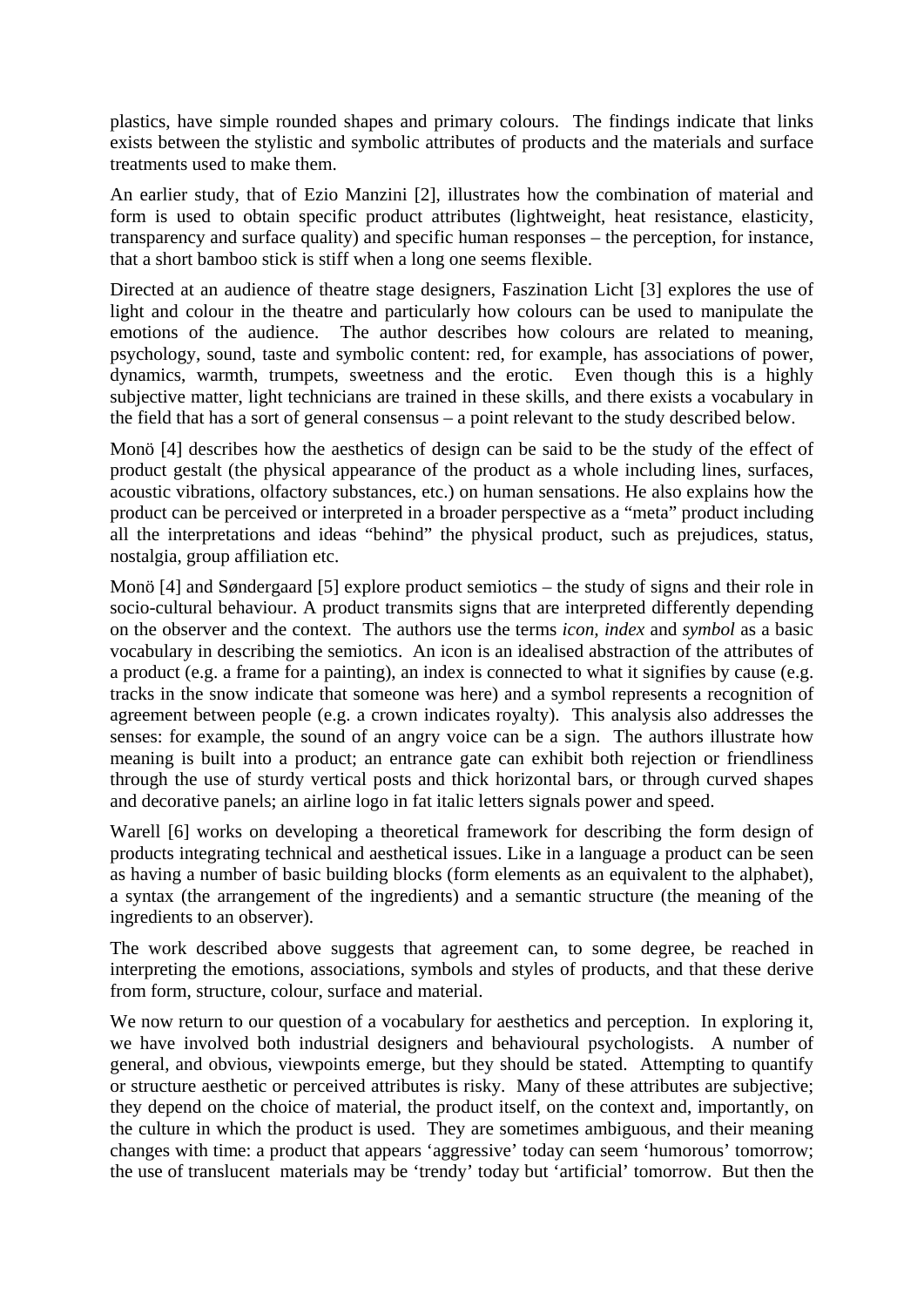plastics, have simple rounded shapes and primary colours. The findings indicate that links exists between the stylistic and symbolic attributes of products and the materials and surface treatments used to make them.

An earlier study, that of Ezio Manzini [2], illustrates how the combination of material and form is used to obtain specific product attributes (lightweight, heat resistance, elasticity, transparency and surface quality) and specific human responses – the perception, for instance, that a short bamboo stick is stiff when a long one seems flexible.

Directed at an audience of theatre stage designers, Faszination Licht [3] explores the use of light and colour in the theatre and particularly how colours can be used to manipulate the emotions of the audience. The author describes how colours are related to meaning, psychology, sound, taste and symbolic content: red, for example, has associations of power, dynamics, warmth, trumpets, sweetness and the erotic. Even though this is a highly subjective matter, light technicians are trained in these skills, and there exists a vocabulary in the field that has a sort of general consensus – a point relevant to the study described below.

Monö [4] describes how the aesthetics of design can be said to be the study of the effect of product gestalt (the physical appearance of the product as a whole including lines, surfaces, acoustic vibrations, olfactory substances, etc.) on human sensations. He also explains how the product can be perceived or interpreted in a broader perspective as a "meta" product including all the interpretations and ideas "behind" the physical product, such as prejudices, status, nostalgia, group affiliation etc.

Monö [4] and Søndergaard [5] explore product semiotics – the study of signs and their role in socio-cultural behaviour. A product transmits signs that are interpreted differently depending on the observer and the context. The authors use the terms *icon, index* and *symbol* as a basic vocabulary in describing the semiotics. An icon is an idealised abstraction of the attributes of a product (e.g. a frame for a painting), an index is connected to what it signifies by cause (e.g. tracks in the snow indicate that someone was here) and a symbol represents a recognition of agreement between people (e.g. a crown indicates royalty). This analysis also addresses the senses: for example, the sound of an angry voice can be a sign. The authors illustrate how meaning is built into a product; an entrance gate can exhibit both rejection or friendliness through the use of sturdy vertical posts and thick horizontal bars, or through curved shapes and decorative panels; an airline logo in fat italic letters signals power and speed.

Warell [6] works on developing a theoretical framework for describing the form design of products integrating technical and aesthetical issues. Like in a language a product can be seen as having a number of basic building blocks (form elements as an equivalent to the alphabet), a syntax (the arrangement of the ingredients) and a semantic structure (the meaning of the ingredients to an observer).

The work described above suggests that agreement can, to some degree, be reached in interpreting the emotions, associations, symbols and styles of products, and that these derive from form, structure, colour, surface and material.

We now return to our question of a vocabulary for aesthetics and perception. In exploring it, we have involved both industrial designers and behavioural psychologists. A number of general, and obvious, viewpoints emerge, but they should be stated. Attempting to quantify or structure aesthetic or perceived attributes is risky. Many of these attributes are subjective; they depend on the choice of material, the product itself, on the context and, importantly, on the culture in which the product is used. They are sometimes ambiguous, and their meaning changes with time: a product that appears 'aggressive' today can seem 'humorous' tomorrow; the use of translucent materials may be 'trendy' today but 'artificial' tomorrow. But then the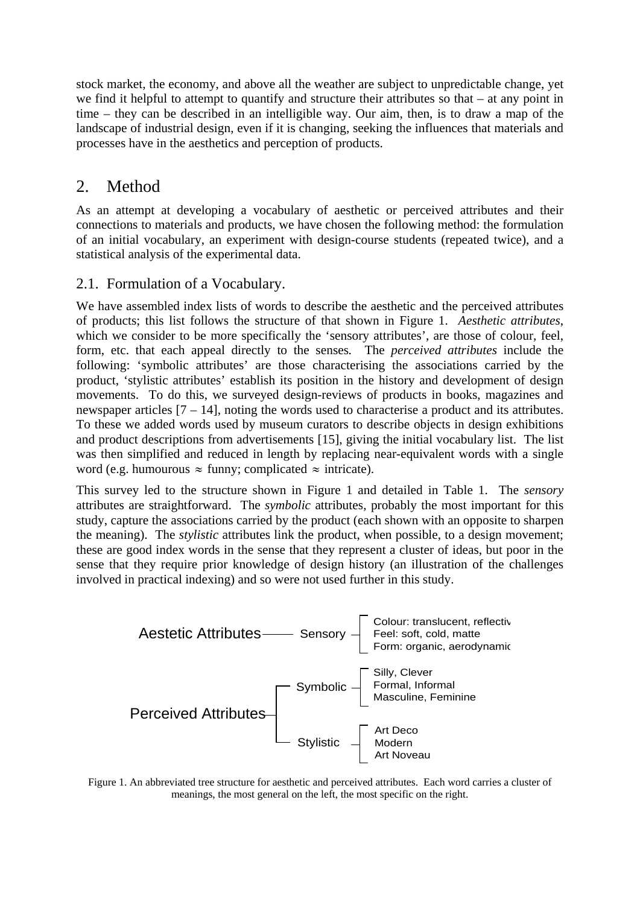stock market, the economy, and above all the weather are subject to unpredictable change, yet we find it helpful to attempt to quantify and structure their attributes so that – at any point in time – they can be described in an intelligible way. Our aim, then, is to draw a map of the landscape of industrial design, even if it is changing, seeking the influences that materials and processes have in the aesthetics and perception of products.

## 2. Method

As an attempt at developing a vocabulary of aesthetic or perceived attributes and their connections to materials and products, we have chosen the following method: the formulation of an initial vocabulary, an experiment with design-course students (repeated twice), and a statistical analysis of the experimental data.

### 2.1. Formulation of a Vocabulary.

We have assembled index lists of words to describe the aesthetic and the perceived attributes of products; this list follows the structure of that shown in Figure 1. *Aesthetic attributes*, which we consider to be more specifically the 'sensory attributes', are those of colour, feel, form, etc. that each appeal directly to the senses. The *perceived attributes* include the following: 'symbolic attributes' are those characterising the associations carried by the product, 'stylistic attributes' establish its position in the history and development of design movements. To do this, we surveyed design-reviews of products in books, magazines and newspaper articles [7 – 14], noting the words used to characterise a product and its attributes. To these we added words used by museum curators to describe objects in design exhibitions and product descriptions from advertisements [15], giving the initial vocabulary list. The list was then simplified and reduced in length by replacing near-equivalent words with a single word (e.g. humourous ≈ funny; complicated ≈ intricate).

This survey led to the structure shown in Figure 1 and detailed in Table 1. The *sensory* attributes are straightforward. The *symbolic* attributes, probably the most important for this study, capture the associations carried by the product (each shown with an opposite to sharpen the meaning). The *stylistic* attributes link the product, when possible, to a design movement; these are good index words in the sense that they represent a cluster of ideas, but poor in the sense that they require prior knowledge of design history (an illustration of the challenges involved in practical indexing) and so were not used further in this study.

- Aestetic Attributes
  - Sensory
    - Colour: translucent, reflectiv
    - Feel: soft, cold, matte
    - Form: organic, aerodynamic
- Perceived Attributes
  - Symbolic
    - Silly, Clever
    - Formal, Informal
    - Masculine, Feminine
  - Stylistic
    - Art Deco
    - Modern
    - Art Noveau

Figure 1. An abbreviated tree structure for aesthetic and perceived attributes. Each word carries a cluster of meanings, the most general on the left, the most specific on the right.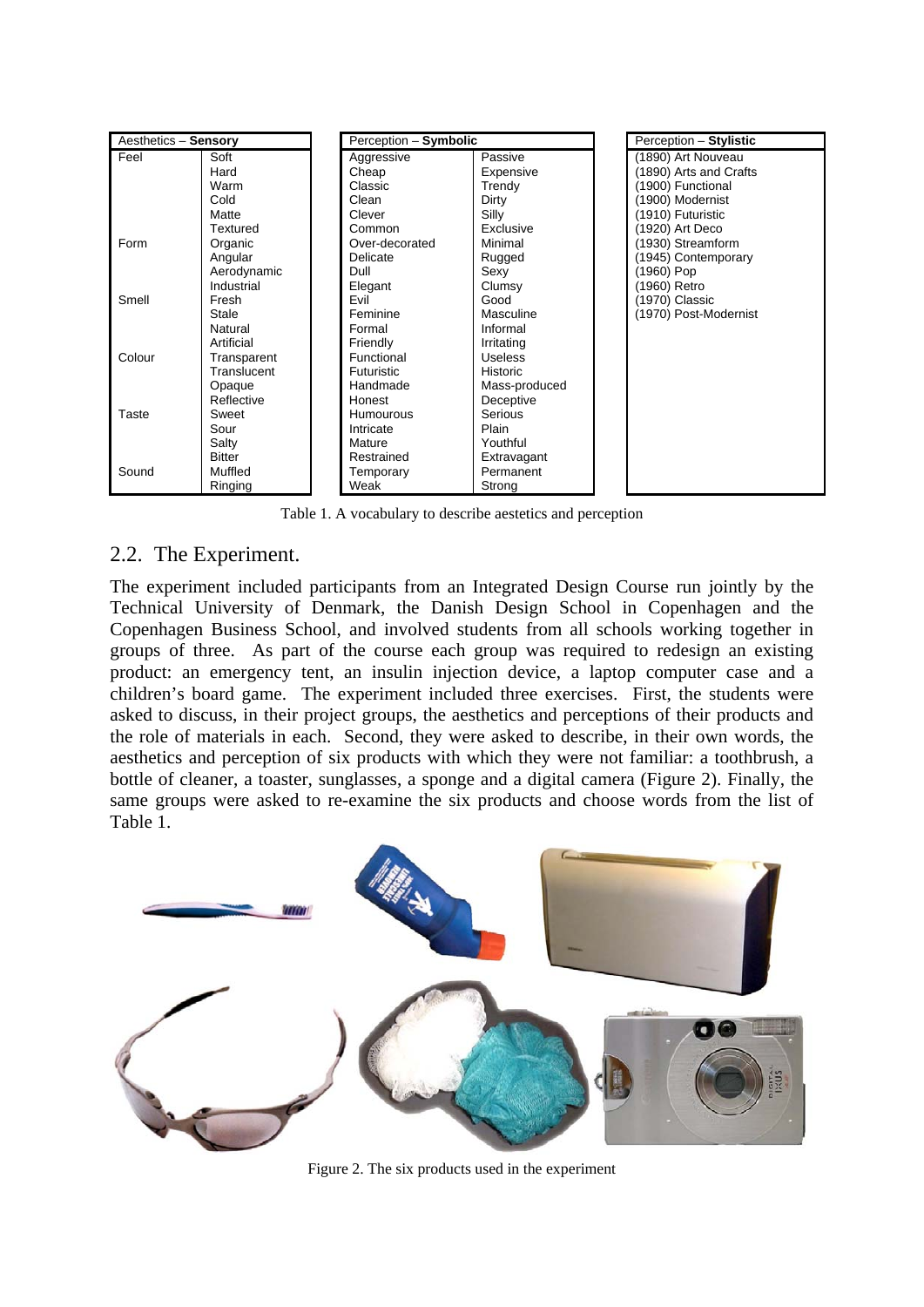| Aesthetics – **Sensory** | |
|---|---|
| Feel | Soft |
| | Hard |
| | Warm |
| | Cold |
| | Matte |
| | Textured |
| Form | Organic |
| | Angular |
| | Aerodynamic |
| | Industrial |
| Smell | Fresh |
| | Stale |
| | Natural |
| | Artificial |
| Colour | Transparent |
| | Translucent |
| | Opaque |
| | Reflective |
| Taste | Sweet |
| | Sour |
| | Salty |
| | Bitter |
| Sound | Muffled |
| | Ringing |

| Perception – **Symbolic** | |
|---|---|
| Aggressive | Passive |
| Cheap | Expensive |
| Classic | Trendy |
| Clean | Dirty |
| Clever | Silly |
| Common | Exclusive |
| Over-decorated | Minimal |
| Delicate | Rugged |
| Dull | Sexy |
| Elegant | Clumsy |
| Evil | Good |
| Feminine | Masculine |
| Formal | Informal |
| Friendly | Irritating |
| Functional | Useless |
| Futuristic | Historic |
| Handmade | Mass-produced |
| Honest | Deceptive |
| Humourous | Serious |
| Intricate | Plain |
| Mature | Youthful |
| Restrained | Extravagant |
| Temporary | Permanent |
| Weak | Strong |

| Perception – **Stylistic** |
|---|
| (1890) Art Nouveau |
| (1890) Arts and Crafts |
| (1900) Functional |
| (1900) Modernist |
| (1910) Futuristic |
| (1920) Art Deco |
| (1930) Streamform |
| (1945) Contemporary |
| (1960) Pop |
| (1960) Retro |
| (1970) Classic |
| (1970) Post-Modernist |

Table 1. A vocabulary to describe aestetics and perception

## 2.2. The Experiment.

The experiment included participants from an Integrated Design Course run jointly by the Technical University of Denmark, the Danish Design School in Copenhagen and the Copenhagen Business School, and involved students from all schools working together in groups of three. As part of the course each group was required to redesign an existing product: an emergency tent, an insulin injection device, a laptop computer case and a children's board game. The experiment included three exercises. First, the students were asked to discuss, in their project groups, the aesthetics and perceptions of their products and the role of materials in each. Second, they were asked to describe, in their own words, the aesthetics and perception of six products with which they were not familiar: a toothbrush, a bottle of cleaner, a toaster, sunglasses, a sponge and a digital camera (Figure 2). Finally, the same groups were asked to re-examine the six products and choose words from the list of Table 1.

Figure 2. The six products used in the experiment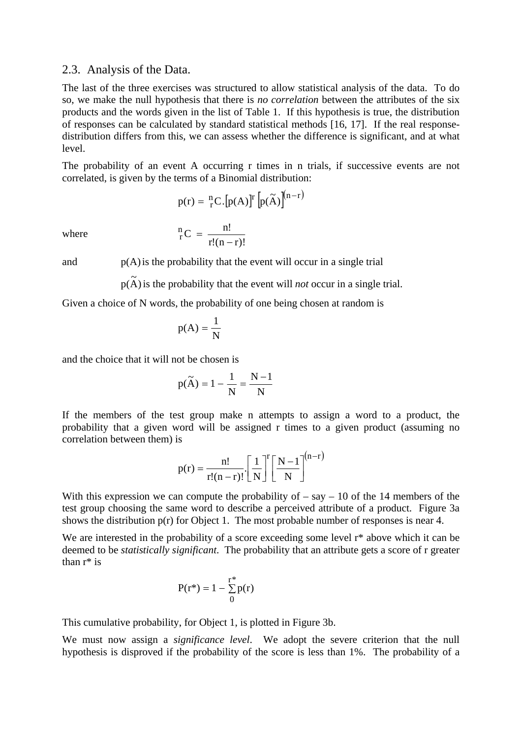## 2.3. Analysis of the Data.

The last of the three exercises was structured to allow statistical analysis of the data. To do so, we make the null hypothesis that there is *no correlation* between the attributes of the six products and the words given in the list of Table 1. If this hypothesis is true, the distribution of responses can be calculated by standard statistical methods [16, 17]. If the real response-distribution differs from this, we can assess whether the difference is significant, and at what level.

The probability of an event A occurring r times in n trials, if successive events are not correlated, is given by the terms of a Binomial distribution:

$$p(r) = {}^{n}_{r}C.\left[p(A)\right]^{r}\left[p(\tilde{A})\right]^{(n-r)}$$

where

$${}^{n}_{r}C = \frac{n!}{r!(n-r)!}$$

and $p(A)$ is the probability that the event will occur in a single trial

$p(\tilde{A})$ is the probability that the event will *not* occur in a single trial.

Given a choice of N words, the probability of one being chosen at random is

$$p(A) = \frac{1}{N}$$

and the choice that it will not be chosen is

$$p(\tilde{A}) = 1 - \frac{1}{N} = \frac{N-1}{N}$$

If the members of the test group make n attempts to assign a word to a product, the probability that a given word will be assigned r times to a given product (assuming no correlation between them) is

$$p(r) = \frac{n!}{r!(n-r)!}.\left[\frac{1}{N}\right]^{r}\left[\frac{N-1}{N}\right]^{(n-r)}$$

With this expression we can compute the probability of – say – 10 of the 14 members of the test group choosing the same word to describe a perceived attribute of a product. Figure 3a shows the distribution p(r) for Object 1. The most probable number of responses is near 4.

We are interested in the probability of a score exceeding some level r* above which it can be deemed to be *statistically significant*. The probability that an attribute gets a score of r greater than r* is

$$P(r^*) = 1 - \sum_{0}^{r^*} p(r)$$

This cumulative probability, for Object 1, is plotted in Figure 3b.

We must now assign a *significance level*. We adopt the severe criterion that the null hypothesis is disproved if the probability of the score is less than 1%. The probability of a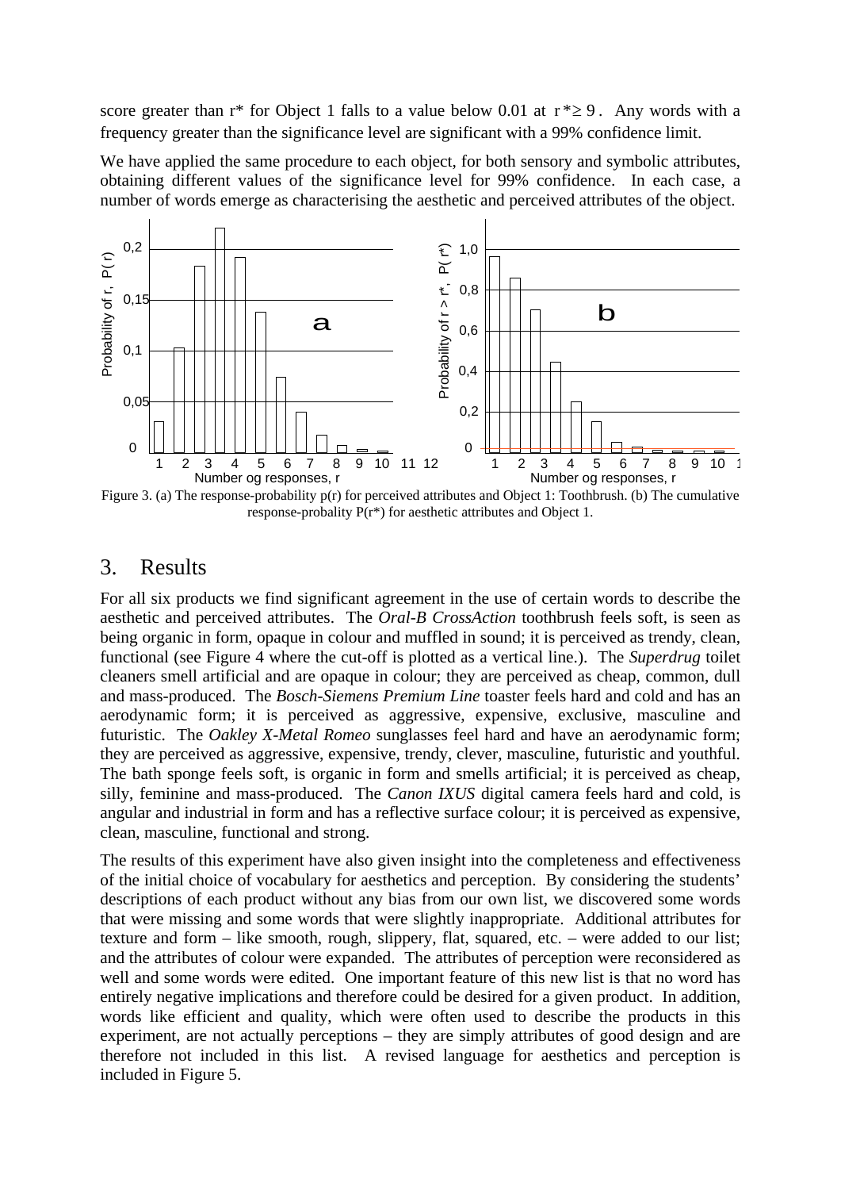score greater than r* for Object 1 falls to a value below 0.01 at $r^* \geq 9$. Any words with a frequency greater than the significance level are significant with a 99% confidence limit.

We have applied the same procedure to each object, for both sensory and symbolic attributes, obtaining different values of the significance level for 99% confidence. In each case, a number of words emerge as characterising the aesthetic and perceived attributes of the object.

Figure 3. (a) The response-probability p(r) for perceived attributes and Object 1: Toothbrush. (b) The cumulative response-probality P(r*) for aesthetic attributes and Object 1.

## 3. Results

For all six products we find significant agreement in the use of certain words to describe the aesthetic and perceived attributes. The *Oral-B CrossAction* toothbrush feels soft, is seen as being organic in form, opaque in colour and muffled in sound; it is perceived as trendy, clean, functional (see Figure 4 where the cut-off is plotted as a vertical line.). The *Superdrug* toilet cleaners smell artificial and are opaque in colour; they are perceived as cheap, common, dull and mass-produced. The *Bosch-Siemens Premium Line* toaster feels hard and cold and has an aerodynamic form; it is perceived as aggressive, expensive, exclusive, masculine and futuristic. The *Oakley X-Metal Romeo* sunglasses feel hard and have an aerodynamic form; they are perceived as aggressive, expensive, trendy, clever, masculine, futuristic and youthful. The bath sponge feels soft, is organic in form and smells artificial; it is perceived as cheap, silly, feminine and mass-produced. The *Canon IXUS* digital camera feels hard and cold, is angular and industrial in form and has a reflective surface colour; it is perceived as expensive, clean, masculine, functional and strong.

The results of this experiment have also given insight into the completeness and effectiveness of the initial choice of vocabulary for aesthetics and perception. By considering the students' descriptions of each product without any bias from our own list, we discovered some words that were missing and some words that were slightly inappropriate. Additional attributes for texture and form – like smooth, rough, slippery, flat, squared, etc. – were added to our list; and the attributes of colour were expanded. The attributes of perception were reconsidered as well and some words were edited. One important feature of this new list is that no word has entirely negative implications and therefore could be desired for a given product. In addition, words like efficient and quality, which were often used to describe the products in this experiment, are not actually perceptions – they are simply attributes of good design and are therefore not included in this list. A revised language for aesthetics and perception is included in Figure 5.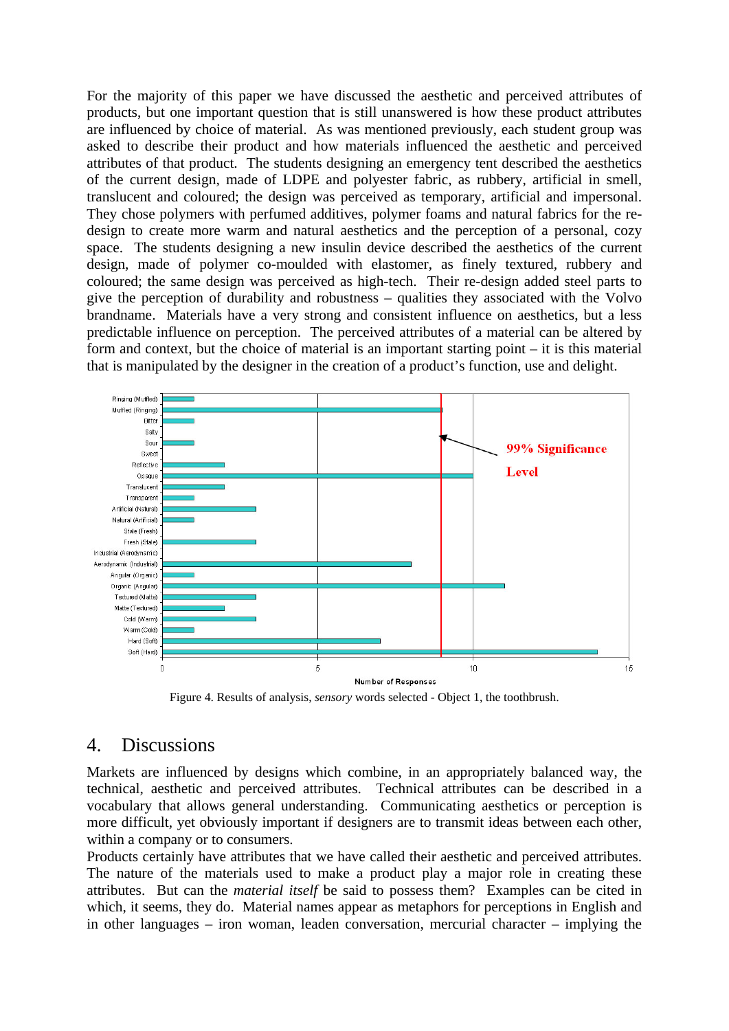For the majority of this paper we have discussed the aesthetic and perceived attributes of products, but one important question that is still unanswered is how these product attributes are influenced by choice of material. As was mentioned previously, each student group was asked to describe their product and how materials influenced the aesthetic and perceived attributes of that product. The students designing an emergency tent described the aesthetics of the current design, made of LDPE and polyester fabric, as rubbery, artificial in smell, translucent and coloured; the design was perceived as temporary, artificial and impersonal. They chose polymers with perfumed additives, polymer foams and natural fabrics for the re-design to create more warm and natural aesthetics and the perception of a personal, cozy space. The students designing a new insulin device described the aesthetics of the current design, made of polymer co-moulded with elastomer, as finely textured, rubbery and coloured; the same design was perceived as high-tech. Their re-design added steel parts to give the perception of durability and robustness – qualities they associated with the Volvo brandname. Materials have a very strong and consistent influence on aesthetics, but a less predictable influence on perception. The perceived attributes of a material can be altered by form and context, but the choice of material is an important starting point – it is this material that is manipulated by the designer in the creation of a product's function, use and delight.

Figure 4. Results of analysis, *sensory* words selected - Object 1, the toothbrush.

## 4. Discussions

Markets are influenced by designs which combine, in an appropriately balanced way, the technical, aesthetic and perceived attributes. Technical attributes can be described in a vocabulary that allows general understanding. Communicating aesthetics or perception is more difficult, yet obviously important if designers are to transmit ideas between each other, within a company or to consumers.

Products certainly have attributes that we have called their aesthetic and perceived attributes. The nature of the materials used to make a product play a major role in creating these attributes. But can the *material itself* be said to possess them? Examples can be cited in which, it seems, they do. Material names appear as metaphors for perceptions in English and in other languages – iron woman, leaden conversation, mercurial character – implying the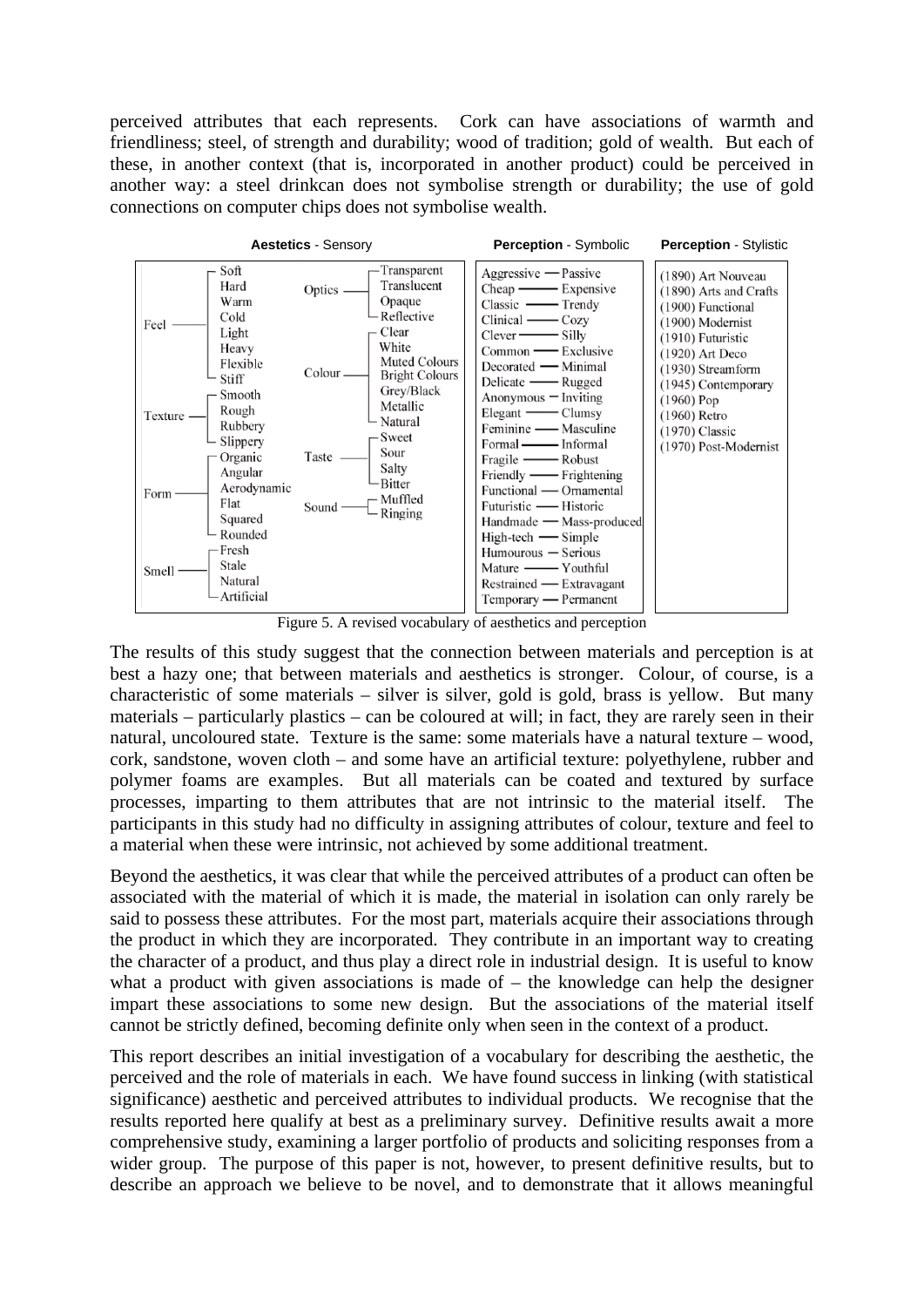perceived attributes that each represents. Cork can have associations of warmth and friendliness; steel, of strength and durability; wood of tradition; gold of wealth. But each of these, in another context (that is, incorporated in another product) could be perceived in another way: a steel drinkcan does not symbolise strength or durability; the use of gold connections on computer chips does not symbolise wealth.

| **Aestetics** - Sensory | | | | **Perception** - Symbolic | **Perception** - Stylistic |
|---|---|---|---|---|---|
| Feel | Soft, Hard, Warm, Cold, Light, Heavy, Flexible, Stiff | Optics | Transparent, Translucent, Opaque, Reflective | Aggressive — Passive | (1890) Art Nouveau |
| Texture | Smooth, Rough, Rubbery, Slippery | Colour | Clear, White, Muted Colours, Bright Colours, Grey/Black, Metallic, Natural | Cheap — Expensive | (1890) Arts and Crafts |
| Form | Organic, Angular, Aerodynamic, Flat, Squared, Rounded | Taste | Sweet, Sour, Salty, Bitter | Classic — Trendy | (1900) Functional |
| Smell | Fresh, Stale, Natural, Artificial | Sound | Muffled, Ringing | Clinical — Cozy | (1900) Modernist |
| | | | | Clever — Silly | (1910) Futuristic |
| | | | | Common — Exclusive | (1920) Art Deco |
| | | | | Decorated — Minimal | (1930) Streamform |
| | | | | Delicate — Rugged | (1945) Contemporary |
| | | | | Anonymous — Inviting | (1960) Pop |
| | | | | Elegant — Clumsy | (1960) Retro |
| | | | | Feminine — Masculine | (1970) Classic |
| | | | | Formal — Informal | (1970) Post-Modernist |
| | | | | Fragile — Robust | |
| | | | | Friendly — Frightening | |
| | | | | Functional — Ornamental | |
| | | | | Futuristic — Historic | |
| | | | | Handmade — Mass-produced | |
| | | | | High-tech — Simple | |
| | | | | Humourous — Serious | |
| | | | | Mature — Youthful | |
| | | | | Restrained — Extravagant | |
| | | | | Temporary — Permanent | |

Figure 5. A revised vocabulary of aesthetics and perception

The results of this study suggest that the connection between materials and perception is at best a hazy one; that between materials and aesthetics is stronger. Colour, of course, is a characteristic of some materials – silver is silver, gold is gold, brass is yellow. But many materials – particularly plastics – can be coloured at will; in fact, they are rarely seen in their natural, uncoloured state. Texture is the same: some materials have a natural texture – wood, cork, sandstone, woven cloth – and some have an artificial texture: polyethylene, rubber and polymer foams are examples. But all materials can be coated and textured by surface processes, imparting to them attributes that are not intrinsic to the material itself. The participants in this study had no difficulty in assigning attributes of colour, texture and feel to a material when these were intrinsic, not achieved by some additional treatment.

Beyond the aesthetics, it was clear that while the perceived attributes of a product can often be associated with the material of which it is made, the material in isolation can only rarely be said to possess these attributes. For the most part, materials acquire their associations through the product in which they are incorporated. They contribute in an important way to creating the character of a product, and thus play a direct role in industrial design. It is useful to know what a product with given associations is made of – the knowledge can help the designer impart these associations to some new design. But the associations of the material itself cannot be strictly defined, becoming definite only when seen in the context of a product.

This report describes an initial investigation of a vocabulary for describing the aesthetic, the perceived and the role of materials in each. We have found success in linking (with statistical significance) aesthetic and perceived attributes to individual products. We recognise that the results reported here qualify at best as a preliminary survey. Definitive results await a more comprehensive study, examining a larger portfolio of products and soliciting responses from a wider group. The purpose of this paper is not, however, to present definitive results, but to describe an approach we believe to be novel, and to demonstrate that it allows meaningful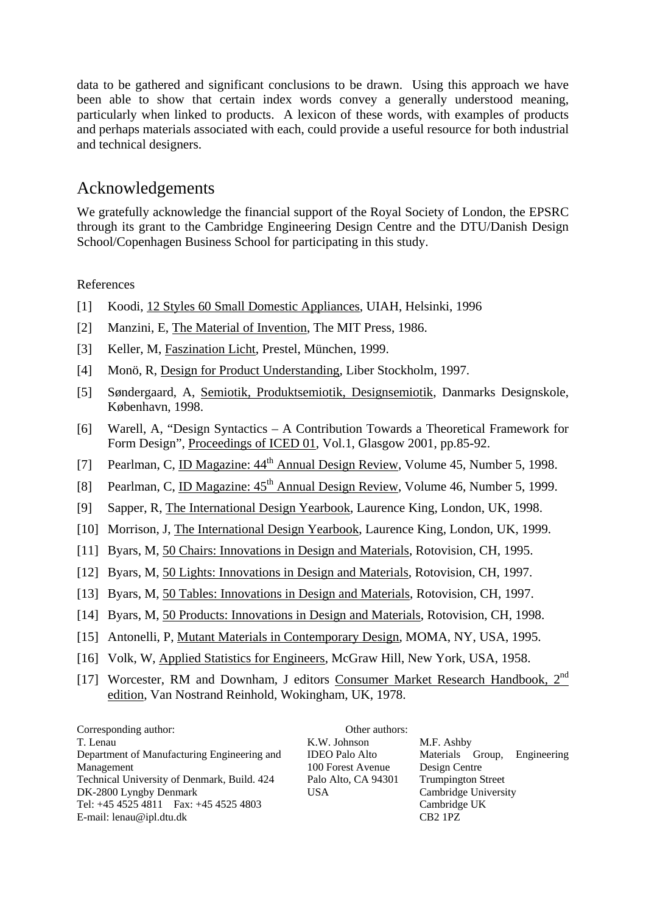data to be gathered and significant conclusions to be drawn. Using this approach we have been able to show that certain index words convey a generally understood meaning, particularly when linked to products. A lexicon of these words, with examples of products and perhaps materials associated with each, could provide a useful resource for both industrial and technical designers.

## Acknowledgements

We gratefully acknowledge the financial support of the Royal Society of London, the EPSRC through its grant to the Cambridge Engineering Design Centre and the DTU/Danish Design School/Copenhagen Business School for participating in this study.

References

[1] Koodi, 12 Styles 60 Small Domestic Appliances, UIAH, Helsinki, 1996

[2] Manzini, E, The Material of Invention, The MIT Press, 1986.

[3] Keller, M, Faszination Licht, Prestel, München, 1999.

[4] Monö, R, Design for Product Understanding, Liber Stockholm, 1997.

[5] Søndergaard, A, Semiotik, Produktsemiotik, Designsemiotik, Danmarks Designskole, København, 1998.

[6] Warell, A, "Design Syntactics – A Contribution Towards a Theoretical Framework for Form Design", Proceedings of ICED 01, Vol.1, Glasgow 2001, pp.85-92.

[7] Pearlman, C, ID Magazine: 44th Annual Design Review, Volume 45, Number 5, 1998.

[8] Pearlman, C, ID Magazine: 45th Annual Design Review, Volume 46, Number 5, 1999.

[9] Sapper, R, The International Design Yearbook, Laurence King, London, UK, 1998.

[10] Morrison, J, The International Design Yearbook, Laurence King, London, UK, 1999.

[11] Byars, M, 50 Chairs: Innovations in Design and Materials, Rotovision, CH, 1995.

[12] Byars, M, 50 Lights: Innovations in Design and Materials, Rotovision, CH, 1997.

[13] Byars, M, 50 Tables: Innovations in Design and Materials, Rotovision, CH, 1997.

[14] Byars, M, 50 Products: Innovations in Design and Materials, Rotovision, CH, 1998.

[15] Antonelli, P, Mutant Materials in Contemporary Design, MOMA, NY, USA, 1995.

[16] Volk, W, Applied Statistics for Engineers, McGraw Hill, New York, USA, 1958.

[17] Worcester, RM and Downham, J editors Consumer Market Research Handbook, 2nd edition, Van Nostrand Reinhold, Wokingham, UK, 1978.

Corresponding author:
T. Lenau
Department of Manufacturing Engineering and Management
Technical University of Denmark, Build. 424
DK-2800 Lyngby Denmark
Tel: +45 4525 4811 Fax: +45 4525 4803
E-mail: lenau@ipl.dtu.dk

Other authors:

K.W. Johnson
IDEO Palo Alto
100 Forest Avenue
Palo Alto, CA 94301
USA

M.F. Ashby
Materials Group, Engineering Design Centre
Trumpington Street
Cambridge University
Cambridge UK
CB2 1PZ